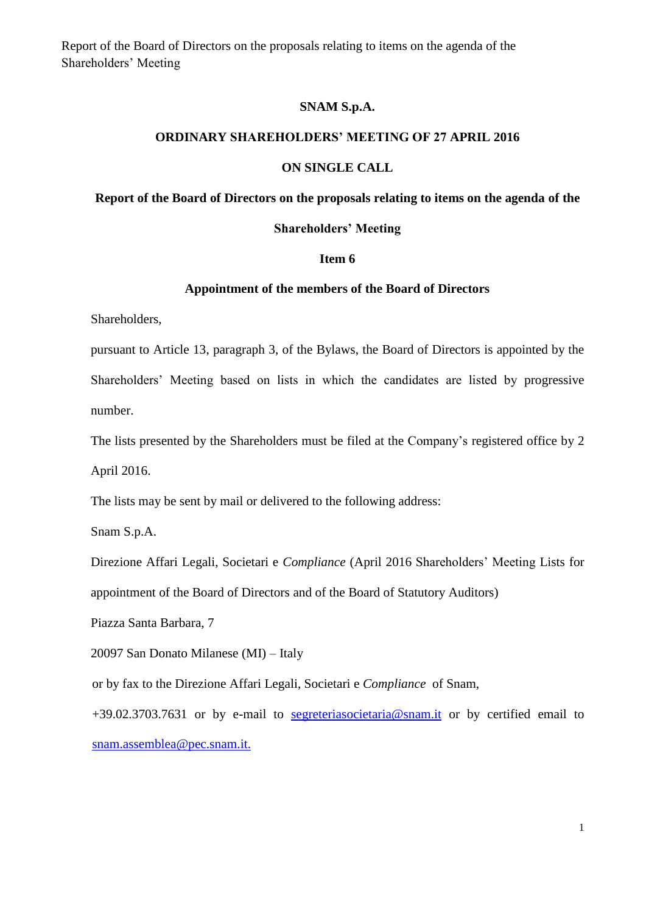**SNAM S.p.A.**

**ORDINARY SHAREHOLDERS' MEETING OF 27 APRIL 2016**

**ON SINGLE CALL**

**Report of the Board of Directors on the proposals relating to items on the agenda of the Shareholders' Meeting**

**Item 6**

**Appointment of the members of the Board of Directors**

Shareholders,

pursuant to Article 13, paragraph 3, of the Bylaws, the Board of Directors is appointed by the Shareholders' Meeting based on lists in which the candidates are listed by progressive number.

The lists presented by the Shareholders must be filed at the Company's registered office by 2 April 2016.

The lists may be sent by mail or delivered to the following address:

Snam S.p.A.

Direzione Affari Legali, Societari e *Compliance* (April 2016 Shareholders' Meeting Lists for appointment of the Board of Directors and of the Board of Statutory Auditors)

Piazza Santa Barbara, 7

20097 San Donato Milanese (MI) – Italy

or by fax to the Direzione Affari Legali, Societari e *Compliance* of Snam, +39.02.3703.7631 or by e-mail to segreteriasocietaria@snam.it or by certified email to snam.assemblea@pec.snam.it.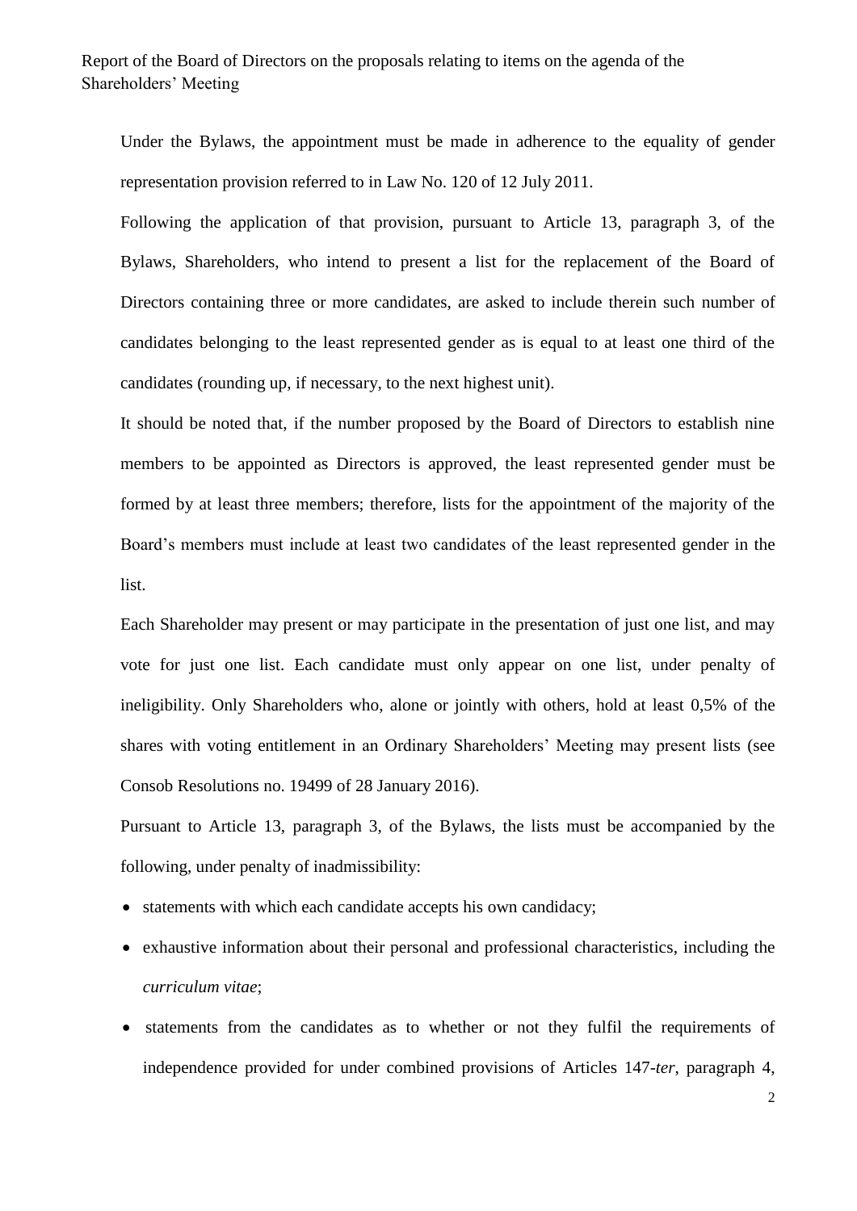Under the Bylaws, the appointment must be made in adherence to the equality of gender representation provision referred to in Law No. 120 of 12 July 2011.

Following the application of that provision, pursuant to Article 13, paragraph 3, of the Bylaws, Shareholders, who intend to present a list for the replacement of the Board of Directors containing three or more candidates, are asked to include therein such number of candidates belonging to the least represented gender as is equal to at least one third of the candidates (rounding up, if necessary, to the next highest unit).

It should be noted that, if the number proposed by the Board of Directors to establish nine members to be appointed as Directors is approved, the least represented gender must be formed by at least three members; therefore, lists for the appointment of the majority of the Board's members must include at least two candidates of the least represented gender in the list.

Each Shareholder may present or may participate in the presentation of just one list, and may vote for just one list. Each candidate must only appear on one list, under penalty of ineligibility. Only Shareholders who, alone or jointly with others, hold at least 0,5% of the shares with voting entitlement in an Ordinary Shareholders' Meeting may present lists (see Consob Resolutions no. 19499 of 28 January 2016).

Pursuant to Article 13, paragraph 3, of the Bylaws, the lists must be accompanied by the following, under penalty of inadmissibility:

- statements with which each candidate accepts his own candidacy;
- exhaustive information about their personal and professional characteristics, including the *curriculum vitae*;
- statements from the candidates as to whether or not they fulfil the requirements of independence provided for under combined provisions of Articles 147-*ter*, paragraph 4,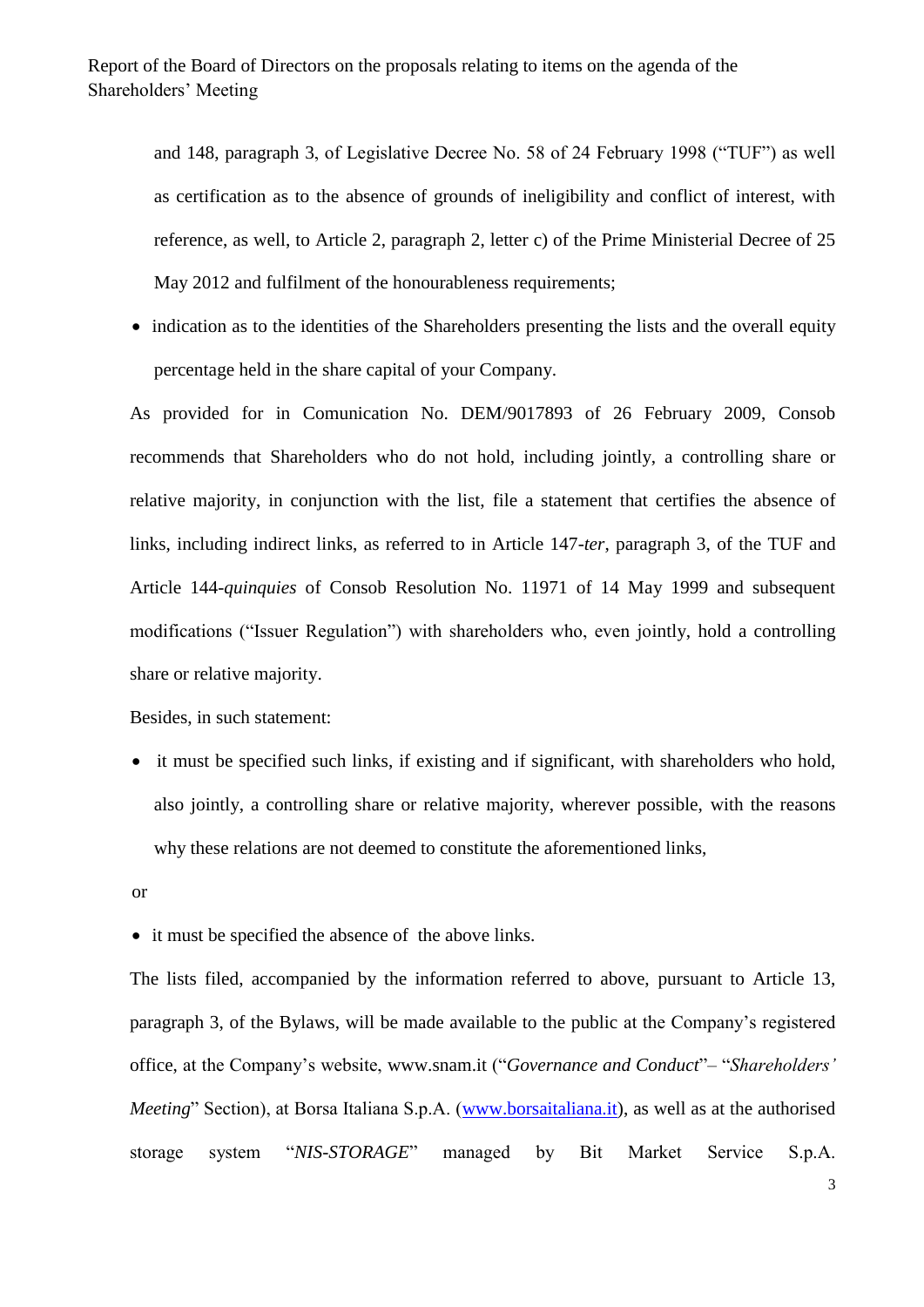and 148, paragraph 3, of Legislative Decree No. 58 of 24 February 1998 ("TUF") as well as certification as to the absence of grounds of ineligibility and conflict of interest, with reference, as well, to Article 2, paragraph 2, letter c) of the Prime Ministerial Decree of 25 May 2012 and fulfilment of the honourableness requirements;

- indication as to the identities of the Shareholders presenting the lists and the overall equity percentage held in the share capital of your Company.

As provided for in Comunication No. DEM/9017893 of 26 February 2009, Consob recommends that Shareholders who do not hold, including jointly, a controlling share or relative majority, in conjunction with the list, file a statement that certifies the absence of links, including indirect links, as referred to in Article 147-*ter*, paragraph 3, of the TUF and Article 144-*quinquies* of Consob Resolution No. 11971 of 14 May 1999 and subsequent modifications ("Issuer Regulation") with shareholders who, even jointly, hold a controlling share or relative majority.

Besides, in such statement:

- it must be specified such links, if existing and if significant, with shareholders who hold, also jointly, a controlling share or relative majority, wherever possible, with the reasons why these relations are not deemed to constitute the aforementioned links,

or

- it must be specified the absence of the above links.

The lists filed, accompanied by the information referred to above, pursuant to Article 13, paragraph 3, of the Bylaws, will be made available to the public at the Company's registered office, at the Company's website, www.snam.it ("*Governance and Conduct*"– "*Shareholders' Meeting*" Section), at Borsa Italiana S.p.A. (www.borsaitaliana.it), as well as at the authorised storage system "*NIS-STORAGE*" managed by Bit Market Service S.p.A.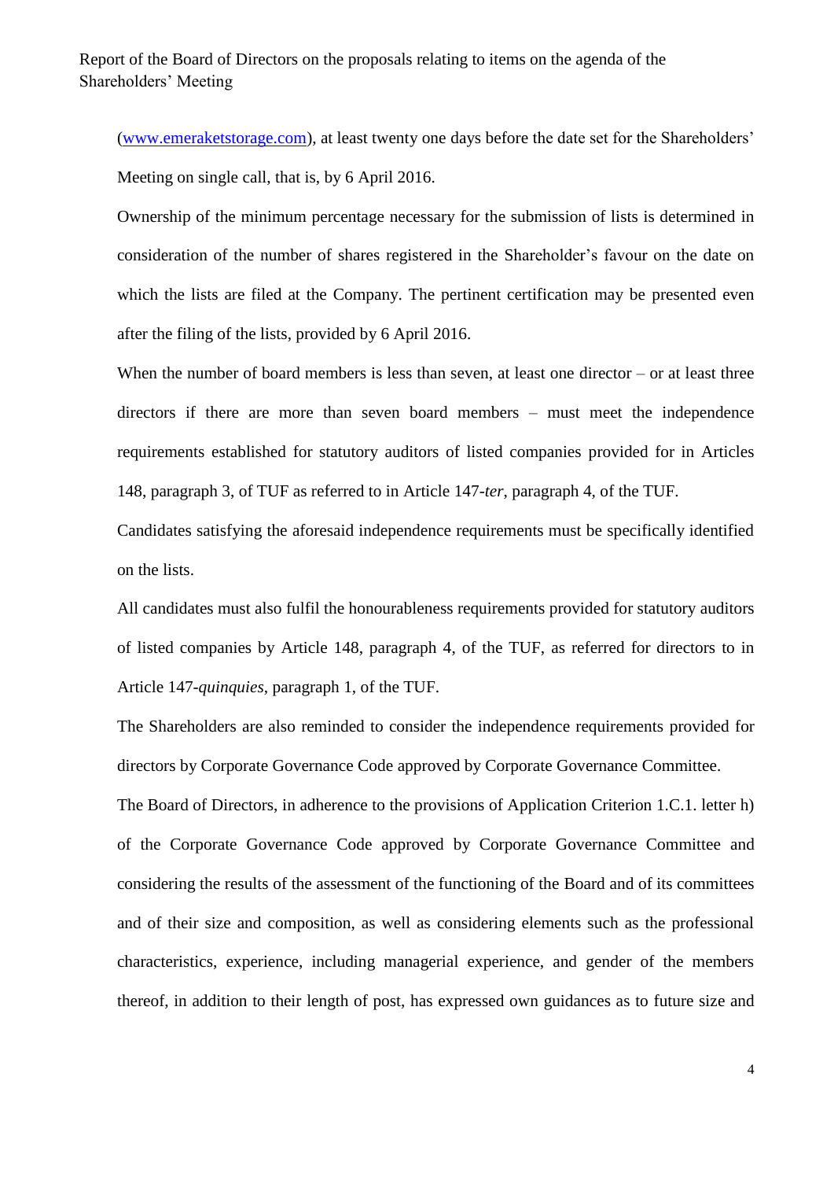(www.emeraketstorage.com), at least twenty one days before the date set for the Shareholders' Meeting on single call, that is, by 6 April 2016.

Ownership of the minimum percentage necessary for the submission of lists is determined in consideration of the number of shares registered in the Shareholder's favour on the date on which the lists are filed at the Company. The pertinent certification may be presented even after the filing of the lists, provided by 6 April 2016.

When the number of board members is less than seven, at least one director – or at least three directors if there are more than seven board members – must meet the independence requirements established for statutory auditors of listed companies provided for in Articles 148, paragraph 3, of TUF as referred to in Article 147-*ter*, paragraph 4, of the TUF.

Candidates satisfying the aforesaid independence requirements must be specifically identified on the lists.

All candidates must also fulfil the honourableness requirements provided for statutory auditors of listed companies by Article 148, paragraph 4, of the TUF, as referred for directors to in Article 147-*quinquies*, paragraph 1, of the TUF.

The Shareholders are also reminded to consider the independence requirements provided for directors by Corporate Governance Code approved by Corporate Governance Committee.

The Board of Directors, in adherence to the provisions of Application Criterion 1.C.1. letter h) of the Corporate Governance Code approved by Corporate Governance Committee and considering the results of the assessment of the functioning of the Board and of its committees and of their size and composition, as well as considering elements such as the professional characteristics, experience, including managerial experience, and gender of the members thereof, in addition to their length of post, has expressed own guidances as to future size and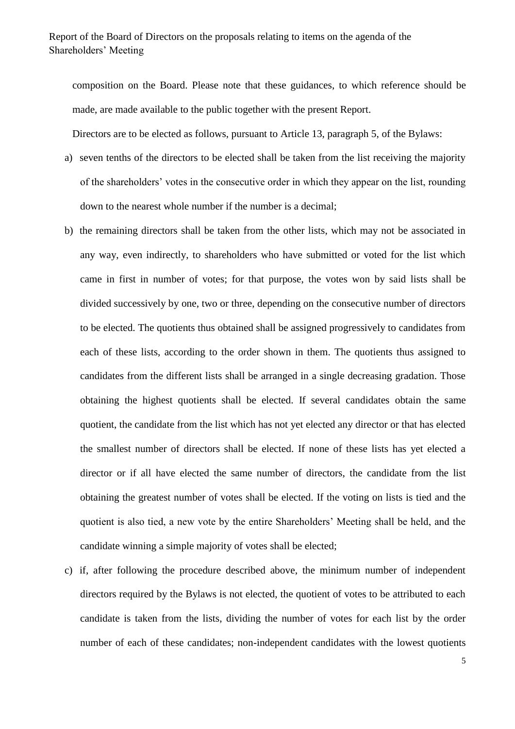composition on the Board. Please note that these guidances, to which reference should be made, are made available to the public together with the present Report.

Directors are to be elected as follows, pursuant to Article 13, paragraph 5, of the Bylaws:

a) seven tenths of the directors to be elected shall be taken from the list receiving the majority of the shareholders' votes in the consecutive order in which they appear on the list, rounding down to the nearest whole number if the number is a decimal;

b) the remaining directors shall be taken from the other lists, which may not be associated in any way, even indirectly, to shareholders who have submitted or voted for the list which came in first in number of votes; for that purpose, the votes won by said lists shall be divided successively by one, two or three, depending on the consecutive number of directors to be elected. The quotients thus obtained shall be assigned progressively to candidates from each of these lists, according to the order shown in them. The quotients thus assigned to candidates from the different lists shall be arranged in a single decreasing gradation. Those obtaining the highest quotients shall be elected. If several candidates obtain the same quotient, the candidate from the list which has not yet elected any director or that has elected the smallest number of directors shall be elected. If none of these lists has yet elected a director or if all have elected the same number of directors, the candidate from the list obtaining the greatest number of votes shall be elected. If the voting on lists is tied and the quotient is also tied, a new vote by the entire Shareholders' Meeting shall be held, and the candidate winning a simple majority of votes shall be elected;

c) if, after following the procedure described above, the minimum number of independent directors required by the Bylaws is not elected, the quotient of votes to be attributed to each candidate is taken from the lists, dividing the number of votes for each list by the order number of each of these candidates; non-independent candidates with the lowest quotients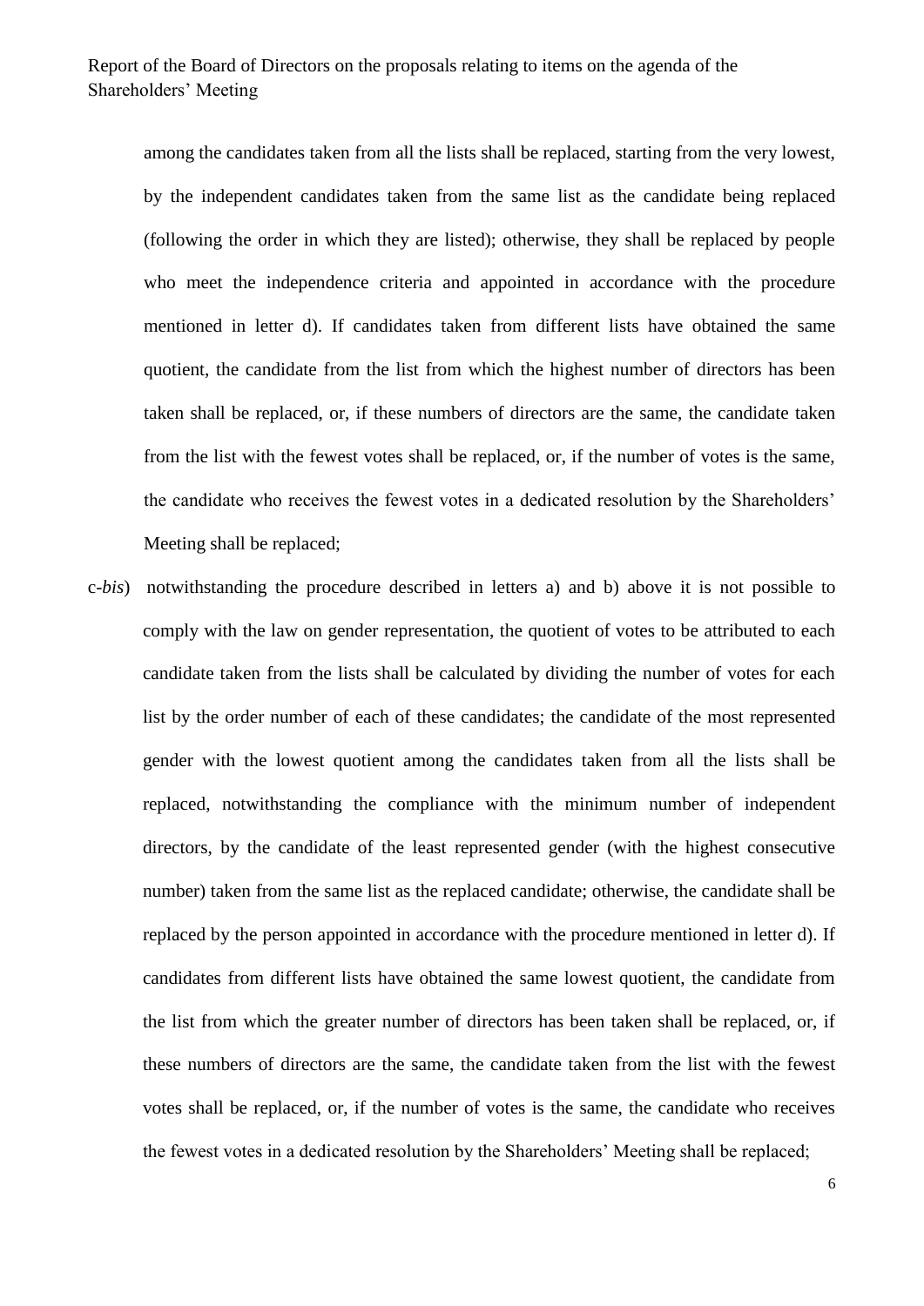among the candidates taken from all the lists shall be replaced, starting from the very lowest, by the independent candidates taken from the same list as the candidate being replaced (following the order in which they are listed); otherwise, they shall be replaced by people who meet the independence criteria and appointed in accordance with the procedure mentioned in letter d). If candidates taken from different lists have obtained the same quotient, the candidate from the list from which the highest number of directors has been taken shall be replaced, or, if these numbers of directors are the same, the candidate taken from the list with the fewest votes shall be replaced, or, if the number of votes is the same, the candidate who receives the fewest votes in a dedicated resolution by the Shareholders' Meeting shall be replaced;

c-*bis*) notwithstanding the procedure described in letters a) and b) above it is not possible to comply with the law on gender representation, the quotient of votes to be attributed to each candidate taken from the lists shall be calculated by dividing the number of votes for each list by the order number of each of these candidates; the candidate of the most represented gender with the lowest quotient among the candidates taken from all the lists shall be replaced, notwithstanding the compliance with the minimum number of independent directors, by the candidate of the least represented gender (with the highest consecutive number) taken from the same list as the replaced candidate; otherwise, the candidate shall be replaced by the person appointed in accordance with the procedure mentioned in letter d). If candidates from different lists have obtained the same lowest quotient, the candidate from the list from which the greater number of directors has been taken shall be replaced, or, if these numbers of directors are the same, the candidate taken from the list with the fewest votes shall be replaced, or, if the number of votes is the same, the candidate who receives the fewest votes in a dedicated resolution by the Shareholders' Meeting shall be replaced;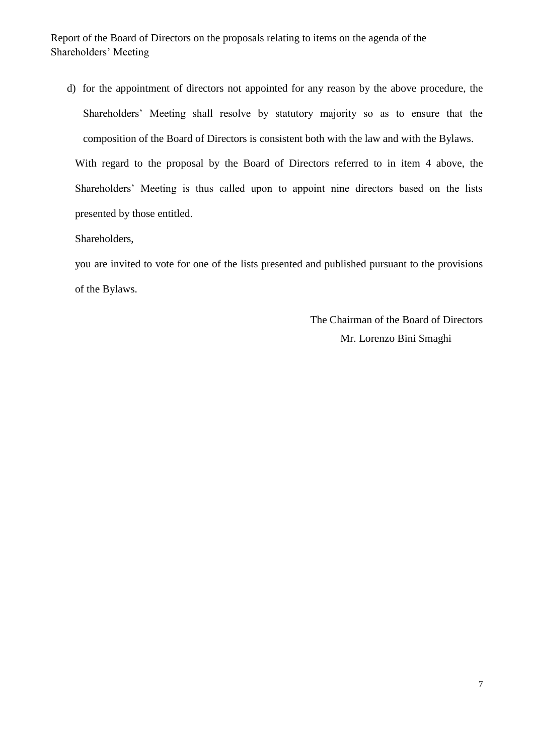d) for the appointment of directors not appointed for any reason by the above procedure, the Shareholders' Meeting shall resolve by statutory majority so as to ensure that the composition of the Board of Directors is consistent both with the law and with the Bylaws.

With regard to the proposal by the Board of Directors referred to in item 4 above, the Shareholders' Meeting is thus called upon to appoint nine directors based on the lists presented by those entitled.

Shareholders,

you are invited to vote for one of the lists presented and published pursuant to the provisions of the Bylaws.

The Chairman of the Board of Directors
Mr. Lorenzo Bini Smaghi